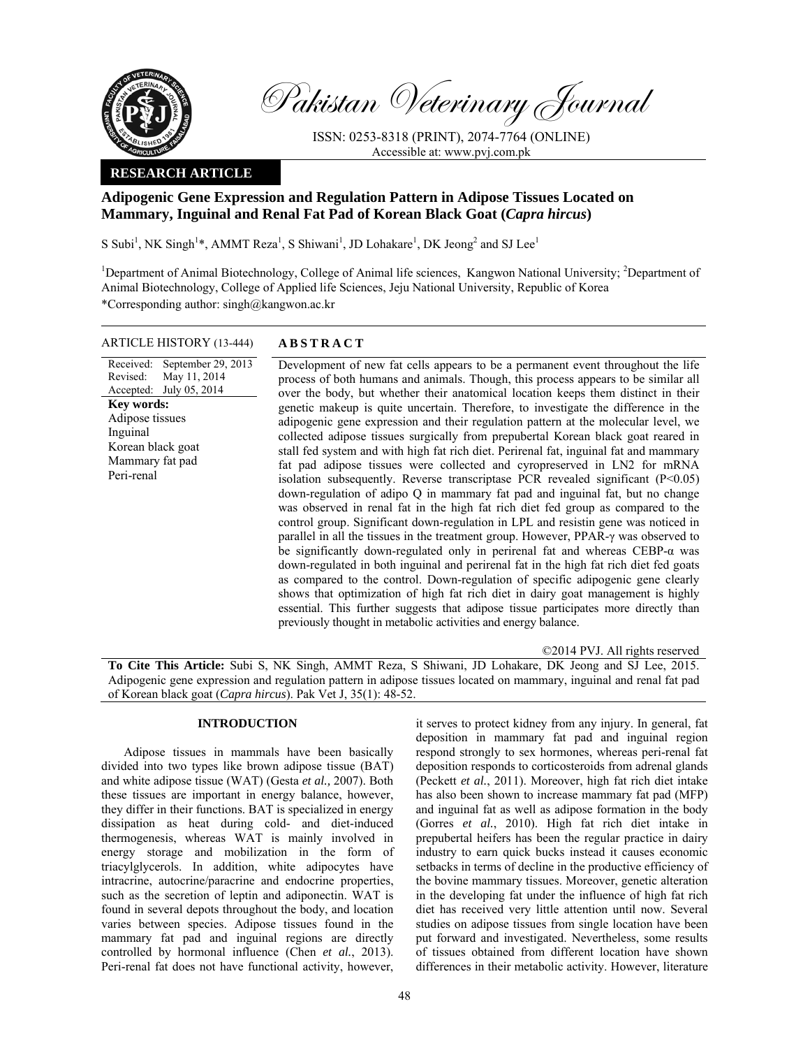# Pakistan Veterinary Journal

ISSN: 0253-8318 (PRINT), 2074-7764 (ONLINE)
Accessible at: www.pvj.com.pk

**RESEARCH ARTICLE**

## Adipogenic Gene Expression and Regulation Pattern in Adipose Tissues Located on Mammary, Inguinal and Renal Fat Pad of Korean Black Goat (*Capra hircus*)

S Subi[1], NK Singh[1]*, AMMT Reza[1], S Shiwani[1], JD Lohakare[1], DK Jeong[2] and SJ Lee[1]

[1]Department of Animal Biotechnology, College of Animal life sciences, Kangwon National University; [2]Department of Animal Biotechnology, College of Applied life Sciences, Jeju National University, Republic of Korea

*Corresponding author: singh@kangwon.ac.kr

**ARTICLE HISTORY** (13-444)

Received: September 29, 2013
Revised: May 11, 2014
Accepted: July 05, 2014

**Key words:**
Adipose tissues
Inguinal
Korean black goat
Mammary fat pad
Peri-renal

**ABSTRACT**

Development of new fat cells appears to be a permanent event throughout the life process of both humans and animals. Though, this process appears to be similar all over the body, but whether their anatomical location keeps them distinct in their genetic makeup is quite uncertain. Therefore, to investigate the difference in the adipogenic gene expression and their regulation pattern at the molecular level, we collected adipose tissues surgically from prepubertal Korean black goat reared in stall fed system and with high fat rich diet. Perirenal fat, inguinal fat and mammary fat pad adipose tissues were collected and cyropreserved in LN2 for mRNA isolation subsequently. Reverse transcriptase PCR revealed significant ($P<0.05$) down-regulation of adipo Q in mammary fat pad and inguinal fat, but no change was observed in renal fat in the high fat rich diet fed group as compared to the control group. Significant down-regulation in LPL and resistin gene was noticed in parallel in all the tissues in the treatment group. However, PPAR-γ was observed to be significantly down-regulated only in perirenal fat and whereas CEBP-α was down-regulated in both inguinal and perirenal fat in the high fat rich diet fed goats as compared to the control. Down-regulation of specific adipogenic gene clearly shows that optimization of high fat rich diet in dairy goat management is highly essential. This further suggests that adipose tissue participates more directly than previously thought in metabolic activities and energy balance.

©2014 PVJ. All rights reserved

**To Cite This Article:** Subi S, NK Singh, AMMT Reza, S Shiwani, JD Lohakare, DK Jeong and SJ Lee, 2015. Adipogenic gene expression and regulation pattern in adipose tissues located on mammary, inguinal and renal fat pad of Korean black goat (*Capra hircus*). Pak Vet J, 35(1): 48-52.

## INTRODUCTION

Adipose tissues in mammals have been basically divided into two types like brown adipose tissue (BAT) and white adipose tissue (WAT) (Gesta *et al.,* 2007). Both these tissues are important in energy balance, however, they differ in their functions. BAT is specialized in energy dissipation as heat during cold- and diet-induced thermogenesis, whereas WAT is mainly involved in energy storage and mobilization in the form of triacylglycerols. In addition, white adipocytes have intracrine, autocrine/paracrine and endocrine properties, such as the secretion of leptin and adiponectin. WAT is found in several depots throughout the body, and location varies between species. Adipose tissues found in the mammary fat pad and inguinal regions are directly controlled by hormonal influence (Chen *et al.*, 2013). Peri-renal fat does not have functional activity, however, it serves to protect kidney from any injury. In general, fat deposition in mammary fat pad and inguinal region respond strongly to sex hormones, whereas peri-renal fat deposition responds to corticosteroids from adrenal glands (Peckett *et al.*, 2011). Moreover, high fat rich diet intake has also been shown to increase mammary fat pad (MFP) and inguinal fat as well as adipose formation in the body (Gorres *et al.*, 2010). High fat rich diet intake in prepubertal heifers has been the regular practice in dairy industry to earn quick bucks instead it causes economic setbacks in terms of decline in the productive efficiency of the bovine mammary tissues. Moreover, genetic alteration in the developing fat under the influence of high fat rich diet has received very little attention until now. Several studies on adipose tissues from single location have been put forward and investigated. Nevertheless, some results of tissues obtained from different location have shown differences in their metabolic activity. However, literature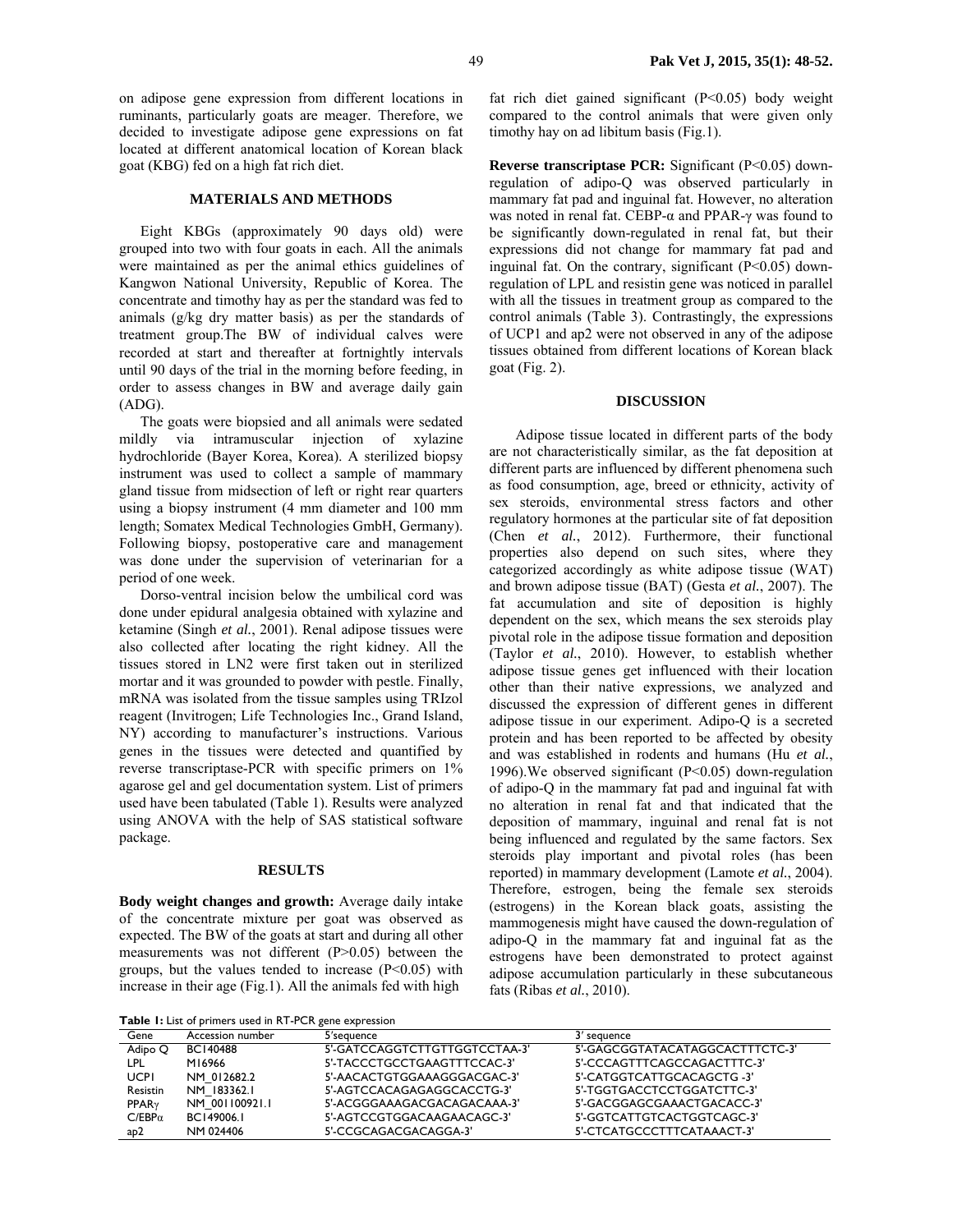on adipose gene expression from different locations in ruminants, particularly goats are meager. Therefore, we decided to investigate adipose gene expressions on fat located at different anatomical location of Korean black goat (KBG) fed on a high fat rich diet.

## MATERIALS AND METHODS

Eight KBGs (approximately 90 days old) were grouped into two with four goats in each. All the animals were maintained as per the animal ethics guidelines of Kangwon National University, Republic of Korea. The concentrate and timothy hay as per the standard was fed to animals (g/kg dry matter basis) as per the standards of treatment group.The BW of individual calves were recorded at start and thereafter at fortnightly intervals until 90 days of the trial in the morning before feeding, in order to assess changes in BW and average daily gain (ADG).

The goats were biopsied and all animals were sedated mildly via intramuscular injection of xylazine hydrochloride (Bayer Korea, Korea). A sterilized biopsy instrument was used to collect a sample of mammary gland tissue from midsection of left or right rear quarters using a biopsy instrument (4 mm diameter and 100 mm length; Somatex Medical Technologies GmbH, Germany). Following biopsy, postoperative care and management was done under the supervision of veterinarian for a period of one week.

Dorso-ventral incision below the umbilical cord was done under epidural analgesia obtained with xylazine and ketamine (Singh *et al.*, 2001). Renal adipose tissues were also collected after locating the right kidney. All the tissues stored in LN2 were first taken out in sterilized mortar and it was grounded to powder with pestle. Finally, mRNA was isolated from the tissue samples using TRIzol reagent (Invitrogen; Life Technologies Inc., Grand Island, NY) according to manufacturer's instructions. Various genes in the tissues were detected and quantified by reverse transcriptase-PCR with specific primers on 1% agarose gel and gel documentation system. List of primers used have been tabulated (Table 1). Results were analyzed using ANOVA with the help of SAS statistical software package.

## RESULTS

**Body weight changes and growth:** Average daily intake of the concentrate mixture per goat was observed as expected. The BW of the goats at start and during all other measurements was not different ($P>0.05$) between the groups, but the values tended to increase ($P<0.05$) with increase in their age (Fig.1). All the animals fed with high fat rich diet gained significant ($P<0.05$) body weight compared to the control animals that were given only timothy hay on ad libitum basis (Fig.1).

**Reverse transcriptase PCR:** Significant ($P<0.05$) down-regulation of adipo-Q was observed particularly in mammary fat pad and inguinal fat. However, no alteration was noted in renal fat. CEBP-α and PPAR-γ was found to be significantly down-regulated in renal fat, but their expressions did not change for mammary fat pad and inguinal fat. On the contrary, significant ($P<0.05$) down-regulation of LPL and resistin gene was noticed in parallel with all the tissues in treatment group as compared to the control animals (Table 3). Contrastingly, the expressions of UCP1 and ap2 were not observed in any of the adipose tissues obtained from different locations of Korean black goat (Fig. 2).

## DISCUSSION

Adipose tissue located in different parts of the body are not characteristically similar, as the fat deposition at different parts are influenced by different phenomena such as food consumption, age, breed or ethnicity, activity of sex steroids, environmental stress factors and other regulatory hormones at the particular site of fat deposition (Chen *et al.*, 2012). Furthermore, their functional properties also depend on such sites, where they categorized accordingly as white adipose tissue (WAT) and brown adipose tissue (BAT) (Gesta *et al.*, 2007). The fat accumulation and site of deposition is highly dependent on the sex, which means the sex steroids play pivotal role in the adipose tissue formation and deposition (Taylor *et al.*, 2010). However, to establish whether adipose tissue genes get influenced with their location other than their native expressions, we analyzed and discussed the expression of different genes in different adipose tissue in our experiment. Adipo-Q is a secreted protein and has been reported to be affected by obesity and was established in rodents and humans (Hu *et al.*, 1996).We observed significant ($P<0.05$) down-regulation of adipo-Q in the mammary fat pad and inguinal fat with no alteration in renal fat and that indicated that the deposition of mammary, inguinal and renal fat is not being influenced and regulated by the same factors. Sex steroids play important and pivotal roles (has been reported) in mammary development (Lamote *et al.*, 2004). Therefore, estrogen, being the female sex steroids (estrogens) in the Korean black goats, assisting the mammogenesis might have caused the down-regulation of adipo-Q in the mammary fat and inguinal fat as the estrogens have been demonstrated to protect against adipose accumulation particularly in these subcutaneous fats (Ribas *et al.*, 2010).

**Table 1:** List of primers used in RT-PCR gene expression

| Gene | Accession number | 5'sequence | 3' sequence |
|---|---|---|---|
| Adipo Q | BC140488 | 5'-GATCCAGGTCTTGTTGGTCCTAA-3' | 5'-GAGCGGTATACATAGGCACTTTCTC-3' |
| LPL | M16966 | 5'-TACCCTGCCTGAAGTTTCCAC-3' | 5'-CCCAGTTTCAGCCAGACTTTC-3' |
| UCP1 | NM_012682.2 | 5'-AACACTGTGGAAAGGGACGAC-3' | 5'-CATGGTCATTGCACAGCTG -3' |
| Resistin | NM_183362.1 | 5'-AGTCCACAGAGAGGCACCTG-3' | 5'-TGGTGACCTCCTGGATCTTC-3' |
| PPARγ | NM_001100921.1 | 5'-ACGGGAAAGACGACAGACAAA-3' | 5'-GACGGAGCGAAACTGACACC-3' |
| C/EBPα | BC149006.1 | 5'-AGTCCGTGGACAAGAACAGC-3' | 5'-GGTCATTGTCACTGGTCAGC-3' |
| ap2 | NM 024406 | 5'-CCGCAGACGACAGGA-3' | 5'-CTCATGCCCTTTCATAAACT-3' |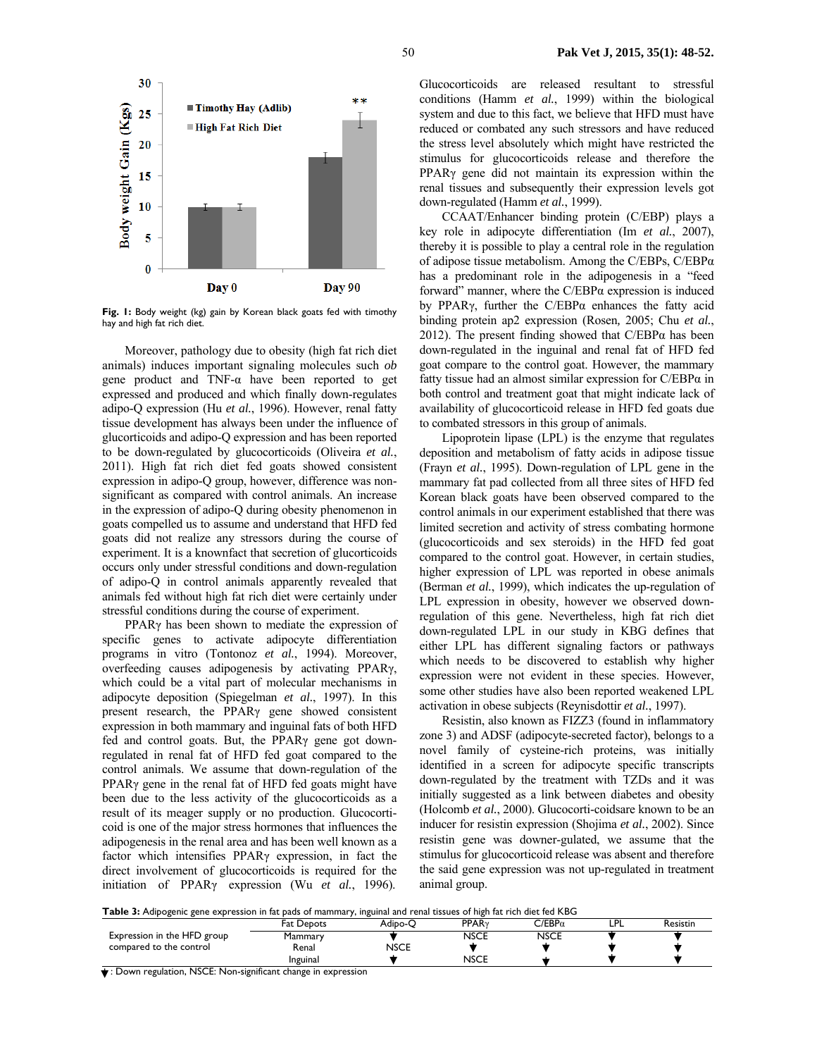Fig. 1: Body weight (kg) gain by Korean black goats fed with timothy hay and high fat rich diet.

Moreover, pathology due to obesity (high fat rich diet animals) induces important signaling molecules such *ob* gene product and TNF-α have been reported to get expressed and produced and which finally down-regulates adipo-Q expression (Hu *et al.*, 1996). However, renal fatty tissue development has always been under the influence of glurcorticoids and adipo-Q expression and has been reported to be down-regulated by glucocorticoids (Oliveira *et al.*, 2011). High fat rich diet fed goats showed consistent expression in adipo-Q group, however, difference was non-significant as compared with control animals. An increase in the expression of adipo-Q during obesity phenomenon in goats compelled us to assume and understand that HFD fed goats did not realize any stressors during the course of experiment. It is a knownfact that secretion of glurcorticoids occurs only under stressful conditions and down-regulation of adipo-Q in control animals apparently revealed that animals fed without high fat rich diet were certainly under stressful conditions during the course of experiment.

PPARγ has been shown to mediate the expression of specific genes to activate adipocyte differentiation programs in vitro (Tontonoz *et al.*, 1994). Moreover, overfeeding causes adipogenesis by activating PPARγ, which could be a vital part of molecular mechanisms in adipocyte deposition (Spiegelman *et al.*, 1997). In this present research, the PPARγ gene showed consistent expression in both mammary and inguinal fats of both HFD fed and control goats. But, the PPARγ gene got down-regulated in renal fat of HFD fed goat compared to the control animals. We assume that down-regulation of the PPARγ gene in the renal fat of HFD fed goats might have been due to the less activity of the glucocorticoids as a result of its meager supply or no production. Glucocorticoid is one of the major stress hormones that influences the adipogenesis in the renal area and has been well known as a factor which intensifies PPARγ expression, in fact the direct involvement of glucocorticoids is required for the initiation of PPARγ expression (Wu *et al.*, 1996). Glucocorticoids are released resultant to stressful conditions (Hamm *et al.*, 1999) within the biological system and due to this fact, we believe that HFD must have reduced or combated any such stressors and have reduced the stress level absolutely which might have restricted the stimulus for glucocorticoids release and therefore the PPARγ gene did not maintain its expression within the renal tissues and subsequently their expression levels got down-regulated (Hamm *et al.*, 1999).

CCAAT/Enhancer binding protein (C/EBP) plays a key role in adipocyte differentiation (Im *et al.*, 2007), thereby it is possible to play a central role in the regulation of adipose tissue metabolism. Among the C/EBPs, C/EBPα has a predominant role in the adipogenesis in a "feed forward" manner, where the C/EBPα expression is induced by PPARγ, further the C/EBPα enhances the fatty acid binding protein ap2 expression (Rosen, 2005; Chu *et al.*, 2012). The present finding showed that C/EBPα has been down-regulated in the inguinal and renal fat of HFD fed goat compare to the control goat. However, the mammary fatty tissue had an almost similar expression for C/EBPα in both control and treatment goat that might indicate lack of availability of glucocorticoid release in HFD fed goats due to combated stressors in this group of animals.

Lipoprotein lipase (LPL) is the enzyme that regulates deposition and metabolism of fatty acids in adipose tissue (Frayn *et al.*, 1995). Down-regulation of LPL gene in the mammary fat pad collected from all three sites of HFD fed Korean black goats have been observed compared to the control animals in our experiment established that there was limited secretion and activity of stress combating hormone (glucocorticoids and sex steroids) in the HFD fed goat compared to the control goat. However, in certain studies, higher expression of LPL was reported in obese animals (Berman *et al.*, 1999), which indicates the up-regulation of LPL expression in obesity, however we observed down-regulation of this gene. Nevertheless, high fat rich diet down-regulated LPL in our study in KBG defines that either LPL has different signaling factors or pathways which needs to be discovered to establish why higher expression were not evident in these species. However, some other studies have also been reported weakened LPL activation in obese subjects (Reynisdottir *et al.*, 1997).

Resistin, also known as FIZZ3 (found in inflammatory zone 3) and ADSF (adipocyte-secreted factor), belongs to a novel family of cysteine-rich proteins, was initially identified in a screen for adipocyte specific transcripts down-regulated by the treatment with TZDs and it was initially suggested as a link between diabetes and obesity (Holcomb *et al.*, 2000). Glucocorti-coidsare known to be an inducer for resistin expression (Shojima *et al.*, 2002). Since resistin gene was downer-gulated, we assume that the stimulus for glucocorticoid release was absent and therefore the said gene expression was not up-regulated in treatment animal group.

**Table 3:** Adipogenic gene expression in fat pads of mammary, inguinal and renal tissues of high fat rich diet fed KBG

| | Fat Depots | Adipo-Q | PPARγ | C/EBPα | LPL | Resistin |
|---|---|---|---|---|---|---|
| Expression in the HFD group compared to the control | Mammary | ▼ | NSCE | NSCE | ▼ | ▼ |
| | Renal | NSCE | ▼ | ▼ | ▼ | ▼ |
| | Inguinal | ▼ | NSCE | ▼ | ▼ | ▼ |

▼: Down regulation, NSCE: Non-significant change in expression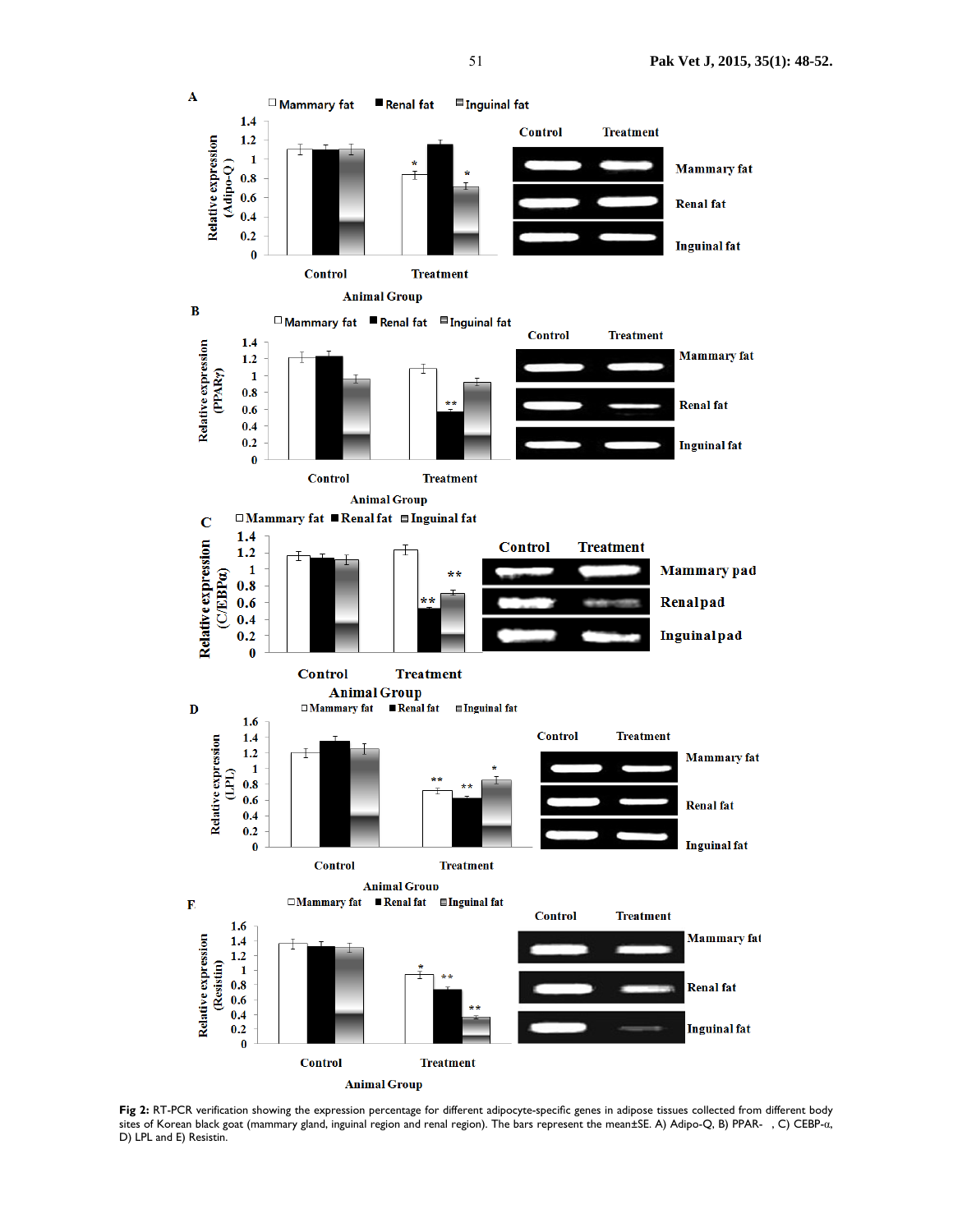**Fig 2:** RT-PCR verification showing the expression percentage for different adipocyte-specific genes in adipose tissues collected from different body sites of Korean black goat (mammary gland, inguinal region and renal region). The bars represent the mean±SE. A) Adipo-Q, B) PPAR-  , C) CEBP-α, D) LPL and E) Resistin.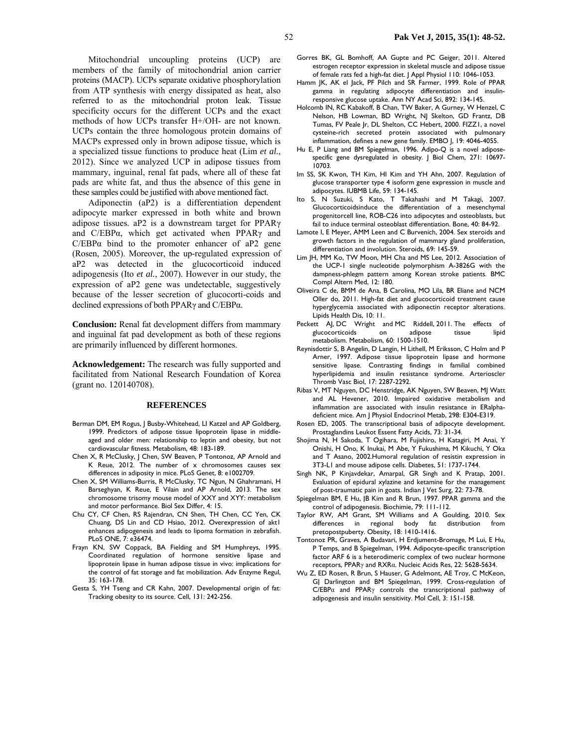Mitochondrial uncoupling proteins (UCP) are members of the family of mitochondrial anion carrier proteins (MACP). UCPs separate oxidative phosphorylation from ATP synthesis with energy dissipated as heat, also referred to as the mitochondrial proton leak. Tissue specificity occurs for the different UCPs and the exact methods of how UCPs transfer H+/OH- are not known. UCPs contain the three homologous protein domains of MACPs expressed only in brown adipose tissue, which is a specialized tissue functions to produce heat (Lim *et al.*, 2012). Since we analyzed UCP in adipose tissues from mammary, inguinal, renal fat pads, where all of these fat pads are white fat, and thus the absence of this gene in these samples could be justified with above mentioned fact.

Adiponectin (aP2) is a differentiation dependent adipocyte marker expressed in both white and brown adipose tissues. aP2 is a downstream target for PPARγ and C/EBPα, which get activated when PPARγ and C/EBPα bind to the promoter enhancer of aP2 gene (Rosen, 2005). Moreover, the up-regulated expression of aP2 was detected in the glucocorticoid induced adipogenesis (Ito *et al.*, 2007). However in our study, the expression of aP2 gene was undetectable, suggestively because of the lesser secretion of glucocorti-coids and declined expressions of both PPARγ and C/EBPα.

**Conclusion:** Renal fat development differs from mammary and inguinal fat pad development as both of these regions are primarily influenced by different hormones.

**Acknowledgement:** The research was fully supported and facilitated from National Research Foundation of Korea (grant no. 120140708).

## REFERENCES

Berman DM, EM Rogus, J Busby-Whitehead, LI Katzel and AP Goldberg, 1999. Predictors of adipose tissue lipoprotein lipase in middle-aged and older men: relationship to leptin and obesity, but not cardiovascular fitness. Metabolism, 48: 183-189.

Chen X, R McClusky, J Chen, SW Beaven, P Tontonoz, AP Arnold and K Reue, 2012. The number of x chromosomes causes sex differences in adiposity in mice. PLoS Genet, 8: e1002709.

Chen X, SM Williams-Burris, R McClusky, TC Ngun, N Ghahramani, H Barseghyan, K Reue, E Vilain and AP Arnold, 2013. The sex chromosome trisomy mouse model of XXY and XYY: metabolism and motor performance. Biol Sex Differ, 4: 15.

Chu CY, CF Chen, RS Rajendran, CN Shen, TH Chen, CC Yen, CK Chuang, DS Lin and CD Hsiao, 2012. Overexpression of akt1 enhances adipogenesis and leads to lipoma formation in zebrafish. PLoS ONE, 7: e36474.

Frayn KN, SW Coppack, BA Fielding and SM Humphreys, 1995. Coordinated regulation of hormone sensitive lipase and lipoprotein lipase in human adipose tissue in vivo: implications for the control of fat storage and fat mobilization. Adv Enzyme Regul, 35: 163-178.

Gesta S, YH Tseng and CR Kahn, 2007. Developmental origin of fat: Tracking obesity to its source. Cell, 131: 242-256.

Gorres BK, GL Bomhoff, AA Gupte and PC Geiger, 2011. Altered estrogen receptor expression in skeletal muscle and adipose tissue of female rats fed a high-fat diet. J Appl Physiol 110: 1046-1053.

Hamm JK, AK el Jack, PF Pilch and SR Farmer, 1999. Role of PPAR gamma in regulating adipocyte differentiation and insulin-responsive glucose uptake. Ann NY Acad Sci, 892: 134-145.

Holcomb IN, RC Kabakoff, B Chan, TW Baker, A Gurney, W Henzel, C Nelson, HB Lowman, BD Wright, NJ Skelton, GD Frantz, DB Tumas, FV Peale Jr, DL Shelton, CC Hebert, 2000. FIZZ1, a novel cysteine-rich secreted protein associated with pulmonary inflammation, defines a new gene family. EMBO J, 19: 4046-4055.

Hu E, P Liang and BM Spiegelman, 1996. Adipo-Q is a novel adipose-specific gene dysregulated in obesity. J Biol Chem, 271: 10697-10703.

Im SS, SK Kwon, TH Kim, HI Kim and YH Ahn, 2007. Regulation of glucose transporter type 4 isoform gene expression in muscle and adipocytes. IUBMB Life, 59: 134-145.

Ito S, N Suzuki, S Kato, T Takahashi and M Takagi, 2007. Glucocorticoidsinduce the differentiation of a mesenchymal progenitorcell line, ROB-C26 into adipocytes and osteoblasts, but fail to induce terminal osteoblast differentiation. Bone, 40: 84-92.

Lamote I, E Meyer, AMM Leen and C Burvenich, 2004. Sex steroids and growth factors in the regulation of mammary gland proliferation, differentiation and involution. Steroids, 69: 145-59.

Lim JH, MM Ko, TW Moon, MH Cha and MS Lee, 2012. Association of the UCP-1 single nucleotide polymorphism A-3826G with the dampness-phlegm pattern among Korean stroke patients. BMC Compl Altern Med, 12: 180.

Oliveira C de, BMM de Ana, B Carolina, MO Lila, BR Eliane and NCM Oller do, 2011. High-fat diet and glucocorticoid treatment cause hyperglycemia associated with adiponectin receptor alterations. Lipids Health Dis, 10: 11.

Peckett AJ, DC Wright and MC Riddell, 2011. The effects of glucocorticoids on adipose tissue lipid metabolism. Metabolism, 60: 1500-1510.

Reynisdottir S, B Angelin, D Langin, H Lithell, M Eriksson, C Holm and P Arner, 1997. Adipose tissue lipoprotein lipase and hormone sensitive lipase. Contrasting findings in familial combined hyperlipidemia and insulin resistance syndrome. Arterioscler Thromb Vasc Biol, 17: 2287-2292.

Ribas V, MT Nguyen, DC Henstridge, AK Nguyen, SW Beaven, MJ Watt and AL Hevener, 2010. Impaired oxidative metabolism and inflammation are associated with insulin resistance in ERalpha-deficient mice. Am J Physiol Endocrinol Metab, 298: E304-E319.

Rosen ED, 2005. The transcriptional basis of adipocyte development. Prostaglandins Leukot Essent Fatty Acids, 73: 31-34.

Shojima N, H Sakoda, T Ogihara, M Fujishiro, H Katagiri, M Anai, Y Onishi, H Ono, K Inukai, M Abe, Y Fukushima, M Kikuchi, Y Oka and T Asano, 2002.Humoral regulation of resistin expression in 3T3-L1 and mouse adipose cells. Diabetes, 51: 1737-1744.

Singh NK, P Kinjavdekar, Amarpal, GR Singh and K Pratap, 2001. Evaluation of epidural xylazine and ketamine for the management of post-traumatic pain in goats. Indian J Vet Surg, 22: 73-78.

Spiegelman BM, E Hu, JB Kim and R Brun, 1997. PPAR gamma and the control of adipogenesis. Biochimie, 79: 111-112.

Taylor RW, AM Grant, SM Williams and A Goulding, 2010. Sex differences in regional body fat distribution from pretopostpuberty. Obesity, 18: 1410-1416.

Tontonoz PR, Graves, A Budavari, H Erdjument-Bromage, M Lui, E Hu, P Temps, and B Spiegelman, 1994. Adipocyte-specific transcription factor ARF 6 is a heterodimeric complex of two nuclear hormone receptors, PPARγ and RXRα. Nucleic Acids Res, 22: 5628-5634.

Wu Z, ED Rosen, R Brun, S Hauser, G Adelmont, AE Troy, C McKeon, GJ Darlington and BM Spiegelman, 1999. Cross-regulation of C/EBPα and PPARγ controls the transcriptional pathway of adipogenesis and insulin sensitivity. Mol Cell, 3: 151-158.